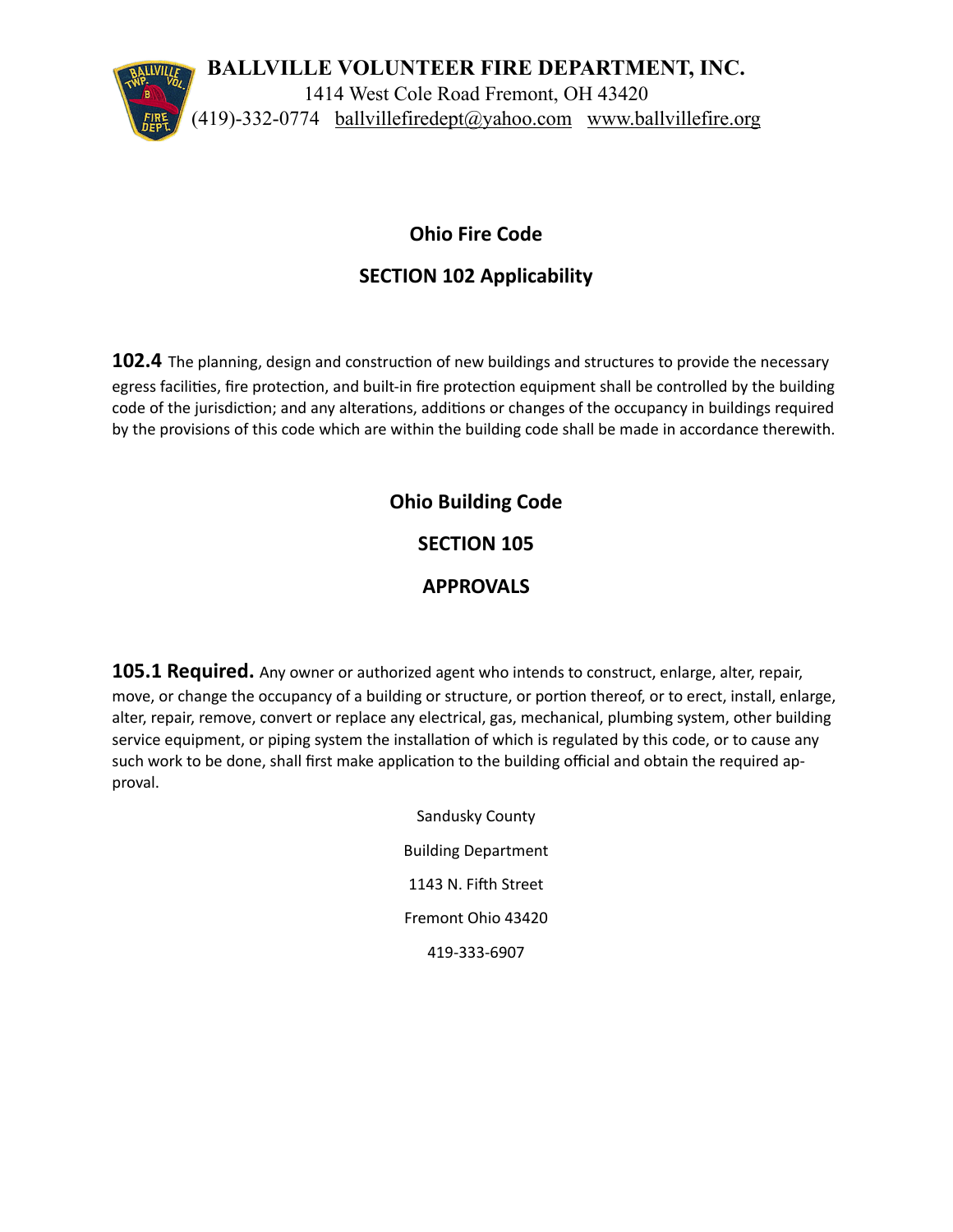**BALLVILLE VOLUNTEER FIRE DEPARTMENT, INC.**
1414 West Cole Road Fremont, OH 43420
(419)-332-0774 ballvillefiredept@yahoo.com www.ballvillefire.org

## Ohio Fire Code

## SECTION 102 Applicability

**102.4** The planning, design and construction of new buildings and structures to provide the necessary egress facilities, fire protection, and built-in fire protection equipment shall be controlled by the building code of the jurisdiction; and any alterations, additions or changes of the occupancy in buildings required by the provisions of this code which are within the building code shall be made in accordance therewith.

## Ohio Building Code

## SECTION 105

## APPROVALS

**105.1 Required.** Any owner or authorized agent who intends to construct, enlarge, alter, repair, move, or change the occupancy of a building or structure, or portion thereof, or to erect, install, enlarge, alter, repair, remove, convert or replace any electrical, gas, mechanical, plumbing system, other building service equipment, or piping system the installation of which is regulated by this code, or to cause any such work to be done, shall first make application to the building official and obtain the required approval.

Sandusky County

Building Department

1143 N. Fifth Street

Fremont Ohio 43420

419-333-6907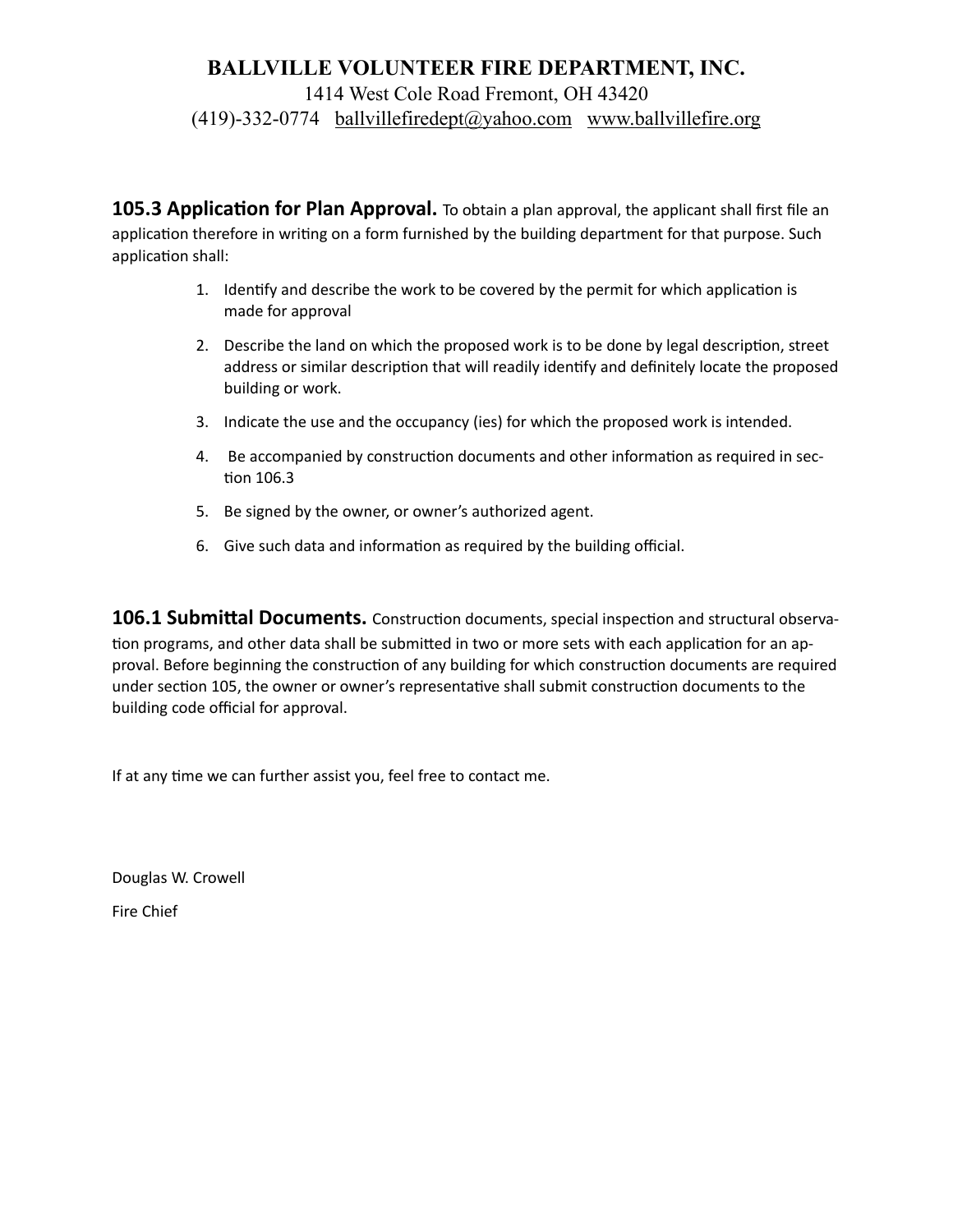# BALLVILLE VOLUNTEER FIRE DEPARTMENT, INC.

1414 West Cole Road Fremont, OH 43420

(419)-332-0774   ballvillefiredept@yahoo.com   www.ballvillefire.org

**105.3 Application for Plan Approval.** To obtain a plan approval, the applicant shall first file an application therefore in writing on a form furnished by the building department for that purpose. Such application shall:

1. Identify and describe the work to be covered by the permit for which application is made for approval
2. Describe the land on which the proposed work is to be done by legal description, street address or similar description that will readily identify and definitely locate the proposed building or work.
3. Indicate the use and the occupancy (ies) for which the proposed work is intended.
4. Be accompanied by construction documents and other information as required in section 106.3
5. Be signed by the owner, or owner's authorized agent.
6. Give such data and information as required by the building official.

**106.1 Submittal Documents.** Construction documents, special inspection and structural observation programs, and other data shall be submitted in two or more sets with each application for an approval. Before beginning the construction of any building for which construction documents are required under section 105, the owner or owner's representative shall submit construction documents to the building code official for approval.

If at any time we can further assist you, feel free to contact me.

Douglas W. Crowell

Fire Chief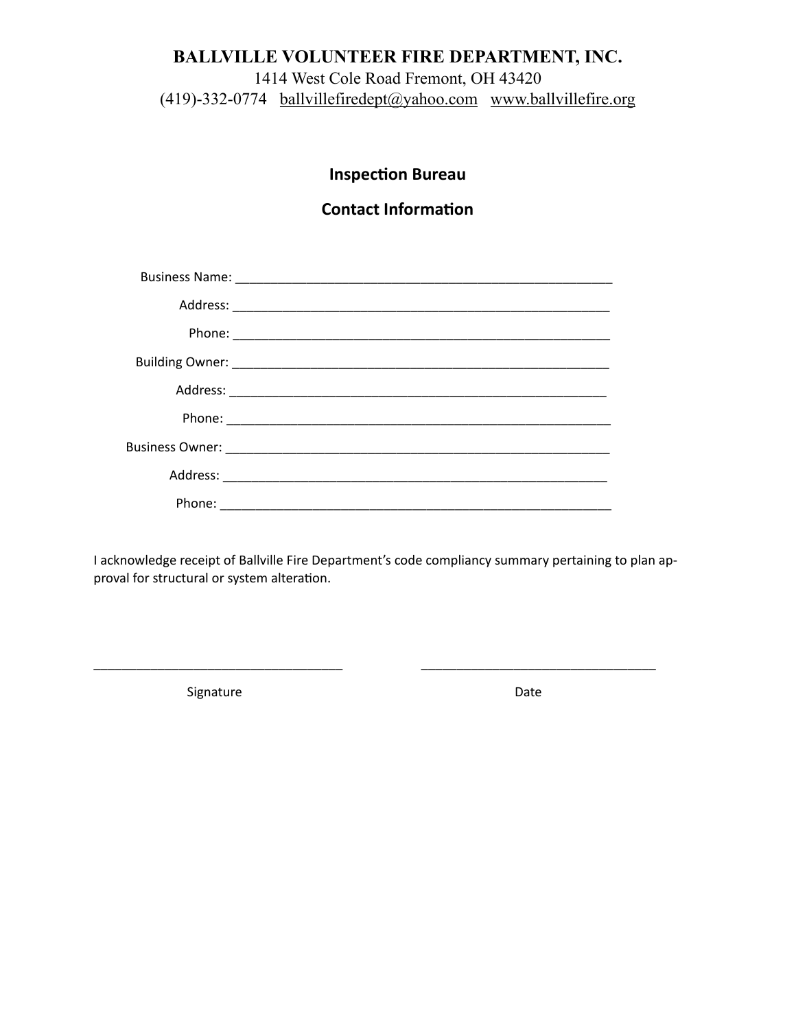**BALLVILLE VOLUNTEER FIRE DEPARTMENT, INC.**

1414 West Cole Road Fremont, OH 43420

(419)-332-0774 ballvillefiredept@yahoo.com www.ballvillefire.org

## Inspection Bureau

## Contact Information

Business Name: ___________________________________________________________

Address: ___________________________________________________________

Phone: ___________________________________________________________

Building Owner: ___________________________________________________________

Address: ___________________________________________________________

Phone: ___________________________________________________________

Business Owner: ___________________________________________________________

Address: ___________________________________________________________

Phone: ___________________________________________________________

I acknowledge receipt of Ballville Fire Department's code compliancy summary pertaining to plan approval for structural or system alteration.

_________________________________ _________________________________

Signature Date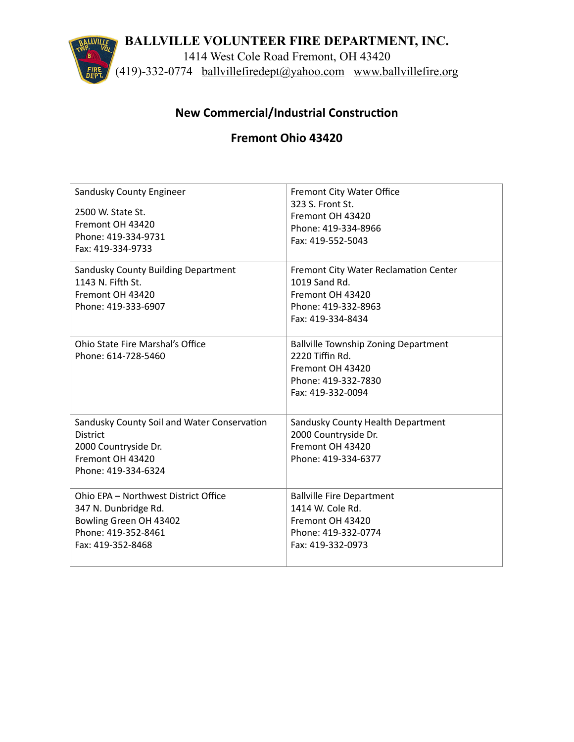**BALLVILLE VOLUNTEER FIRE DEPARTMENT, INC.**

1414 West Cole Road Fremont, OH 43420

(419)-332-0774 ballvillefiredept@yahoo.com www.ballvillefire.org

## New Commercial/Industrial Construction

## Fremont Ohio 43420

| | |
|---|---|
| Sandusky County Engineer<br><br>2500 W. State St.<br>Fremont OH 43420<br>Phone: 419-334-9731<br>Fax: 419-334-9733 | Fremont City Water Office<br>323 S. Front St.<br>Fremont OH 43420<br>Phone: 419-334-8966<br>Fax: 419-552-5043 |
| Sandusky County Building Department<br>1143 N. Fifth St.<br>Fremont OH 43420<br>Phone: 419-333-6907 | Fremont City Water Reclamation Center<br>1019 Sand Rd.<br>Fremont OH 43420<br>Phone: 419-332-8963<br>Fax: 419-334-8434 |
| Ohio State Fire Marshal's Office<br>Phone: 614-728-5460 | Ballville Township Zoning Department<br>2220 Tiffin Rd.<br>Fremont OH 43420<br>Phone: 419-332-7830<br>Fax: 419-332-0094 |
| Sandusky County Soil and Water Conservation District<br>2000 Countryside Dr.<br>Fremont OH 43420<br>Phone: 419-334-6324 | Sandusky County Health Department<br>2000 Countryside Dr.<br>Fremont OH 43420<br>Phone: 419-334-6377 |
| Ohio EPA – Northwest District Office<br>347 N. Dunbridge Rd.<br>Bowling Green OH 43402<br>Phone: 419-352-8461<br>Fax: 419-352-8468 | Ballville Fire Department<br>1414 W. Cole Rd.<br>Fremont OH 43420<br>Phone: 419-332-0774<br>Fax: 419-332-0973 |